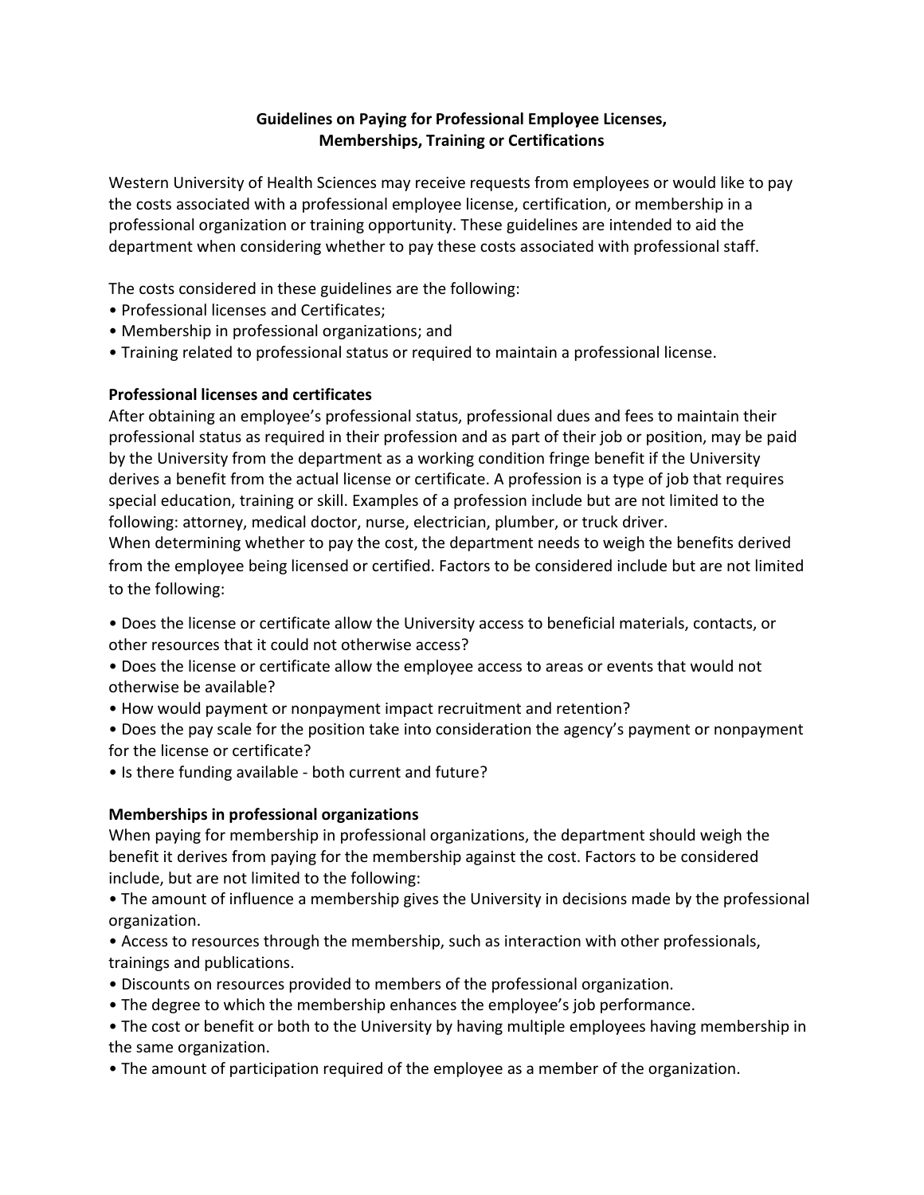# Guidelines on Paying for Professional Employee Licenses, Memberships, Training or Certifications

Western University of Health Sciences may receive requests from employees or would like to pay the costs associated with a professional employee license, certification, or membership in a professional organization or training opportunity. These guidelines are intended to aid the department when considering whether to pay these costs associated with professional staff.

The costs considered in these guidelines are the following:

- Professional licenses and Certificates;
- Membership in professional organizations; and
- Training related to professional status or required to maintain a professional license.

## Professional licenses and certificates

After obtaining an employee's professional status, professional dues and fees to maintain their professional status as required in their profession and as part of their job or position, may be paid by the University from the department as a working condition fringe benefit if the University derives a benefit from the actual license or certificate. A profession is a type of job that requires special education, training or skill. Examples of a profession include but are not limited to the following: attorney, medical doctor, nurse, electrician, plumber, or truck driver.

When determining whether to pay the cost, the department needs to weigh the benefits derived from the employee being licensed or certified. Factors to be considered include but are not limited to the following:

- Does the license or certificate allow the University access to beneficial materials, contacts, or other resources that it could not otherwise access?
- Does the license or certificate allow the employee access to areas or events that would not otherwise be available?
- How would payment or nonpayment impact recruitment and retention?
- Does the pay scale for the position take into consideration the agency's payment or nonpayment for the license or certificate?
- Is there funding available - both current and future?

## Memberships in professional organizations

When paying for membership in professional organizations, the department should weigh the benefit it derives from paying for the membership against the cost. Factors to be considered include, but are not limited to the following:

- The amount of influence a membership gives the University in decisions made by the professional organization.
- Access to resources through the membership, such as interaction with other professionals, trainings and publications.
- Discounts on resources provided to members of the professional organization.
- The degree to which the membership enhances the employee's job performance.
- The cost or benefit or both to the University by having multiple employees having membership in the same organization.
- The amount of participation required of the employee as a member of the organization.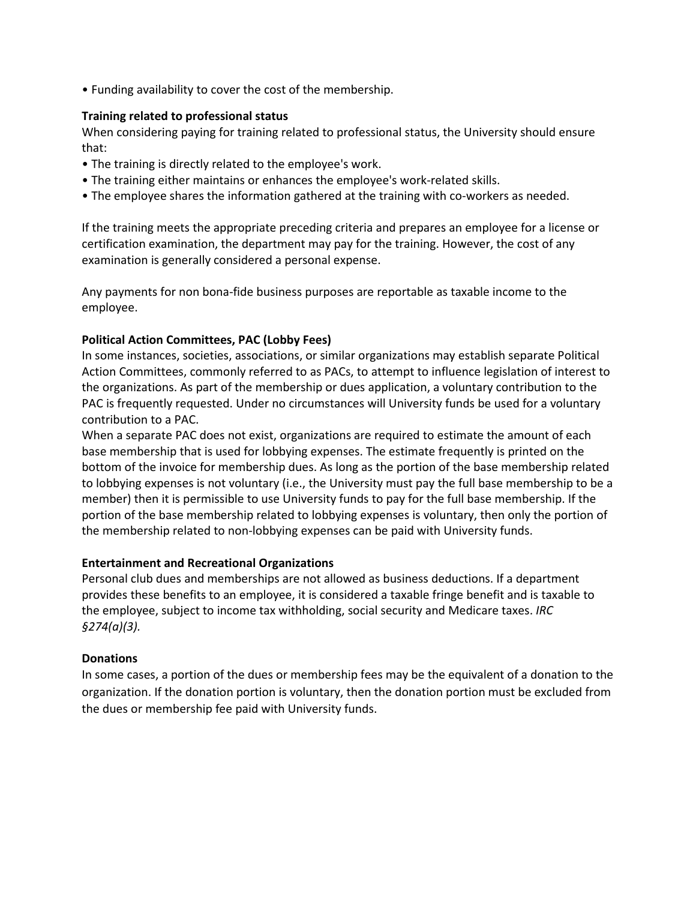- Funding availability to cover the cost of the membership.

**Training related to professional status**

When considering paying for training related to professional status, the University should ensure that:

- The training is directly related to the employee's work.
- The training either maintains or enhances the employee's work-related skills.
- The employee shares the information gathered at the training with co-workers as needed.

If the training meets the appropriate preceding criteria and prepares an employee for a license or certification examination, the department may pay for the training. However, the cost of any examination is generally considered a personal expense.

Any payments for non bona-fide business purposes are reportable as taxable income to the employee.

**Political Action Committees, PAC (Lobby Fees)**

In some instances, societies, associations, or similar organizations may establish separate Political Action Committees, commonly referred to as PACs, to attempt to influence legislation of interest to the organizations. As part of the membership or dues application, a voluntary contribution to the PAC is frequently requested. Under no circumstances will University funds be used for a voluntary contribution to a PAC.

When a separate PAC does not exist, organizations are required to estimate the amount of each base membership that is used for lobbying expenses. The estimate frequently is printed on the bottom of the invoice for membership dues. As long as the portion of the base membership related to lobbying expenses is not voluntary (i.e., the University must pay the full base membership to be a member) then it is permissible to use University funds to pay for the full base membership. If the portion of the base membership related to lobbying expenses is voluntary, then only the portion of the membership related to non-lobbying expenses can be paid with University funds.

**Entertainment and Recreational Organizations**

Personal club dues and memberships are not allowed as business deductions. If a department provides these benefits to an employee, it is considered a taxable fringe benefit and is taxable to the employee, subject to income tax withholding, social security and Medicare taxes. *IRC §274(a)(3).*

**Donations**

In some cases, a portion of the dues or membership fees may be the equivalent of a donation to the organization. If the donation portion is voluntary, then the donation portion must be excluded from the dues or membership fee paid with University funds.